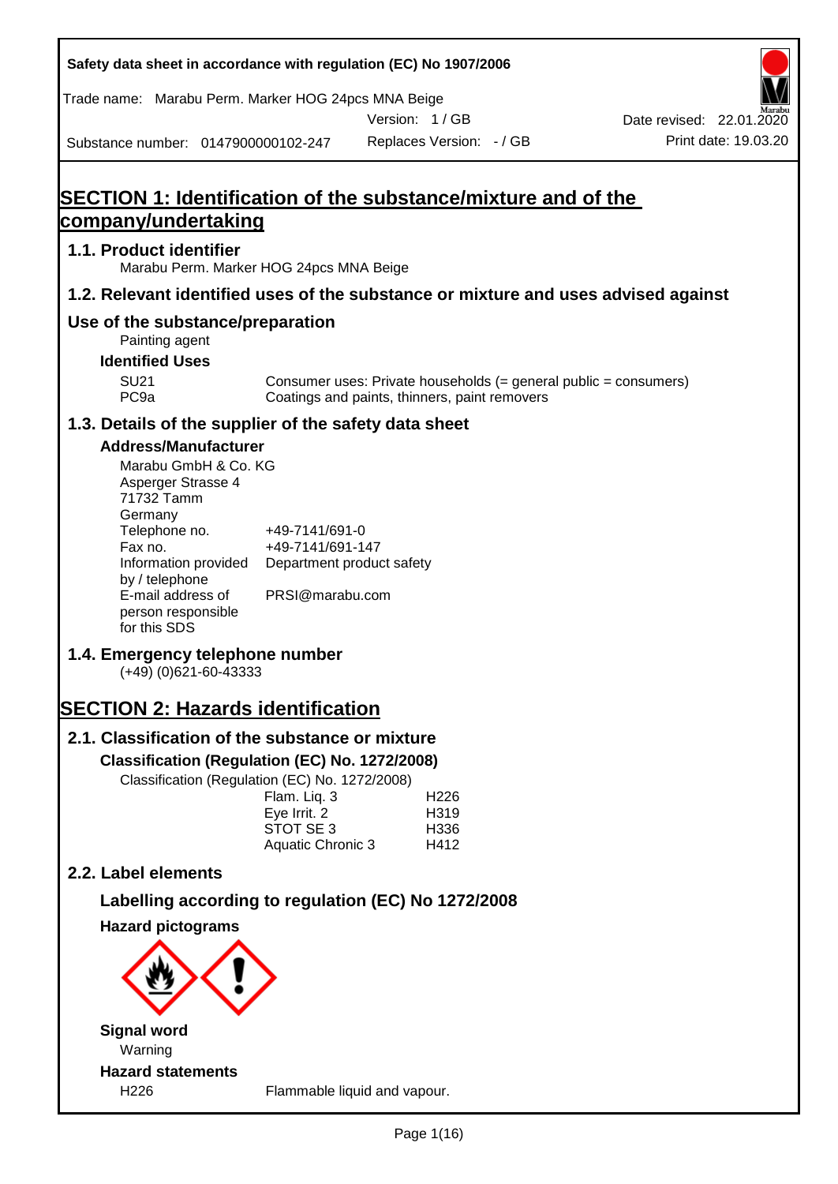Safety data sheet in accordance with regulation (EC) No 1907/2006

Trade name: Marabu Perm. Marker HOG 24pcs MNA Beige

Version: 1 / GB

Date revised: 22.01.2020

Substance number: 0147900000102-247

Replaces Version: - / GB

Print date: 19.03.20

# SECTION 1: Identification of the substance/mixture and of the company/undertaking

## 1.1. Product identifier

Marabu Perm. Marker HOG 24pcs MNA Beige

## 1.2. Relevant identified uses of the substance or mixture and uses advised against

## Use of the substance/preparation

Painting agent

### Identified Uses

| | |
|---|---|
| SU21 | Consumer uses: Private households (= general public = consumers) |
| PC9a | Coatings and paints, thinners, paint removers |

## 1.3. Details of the supplier of the safety data sheet

### Address/Manufacturer

Marabu GmbH & Co. KG
Asperger Strasse 4
71732 Tamm
Germany

| | |
|---|---|
| Telephone no. | +49-7141/691-0 |
| Fax no. | +49-7141/691-147 |
| Information provided by / telephone | Department product safety |
| E-mail address of person responsible for this SDS | PRSI@marabu.com |

## 1.4. Emergency telephone number

(+49) (0)621-60-43333

# SECTION 2: Hazards identification

## 2.1. Classification of the substance or mixture

### Classification (Regulation (EC) No. 1272/2008)

Classification (Regulation (EC) No. 1272/2008)

| | |
|---|---|
| Flam. Liq. 3 | H226 |
| Eye Irrit. 2 | H319 |
| STOT SE 3 | H336 |
| Aquatic Chronic 3 | H412 |

## 2.2. Label elements

### Labelling according to regulation (EC) No 1272/2008

### Hazard pictograms

### Signal word

Warning

### Hazard statements

| | |
|---|---|
| H226 | Flammable liquid and vapour. |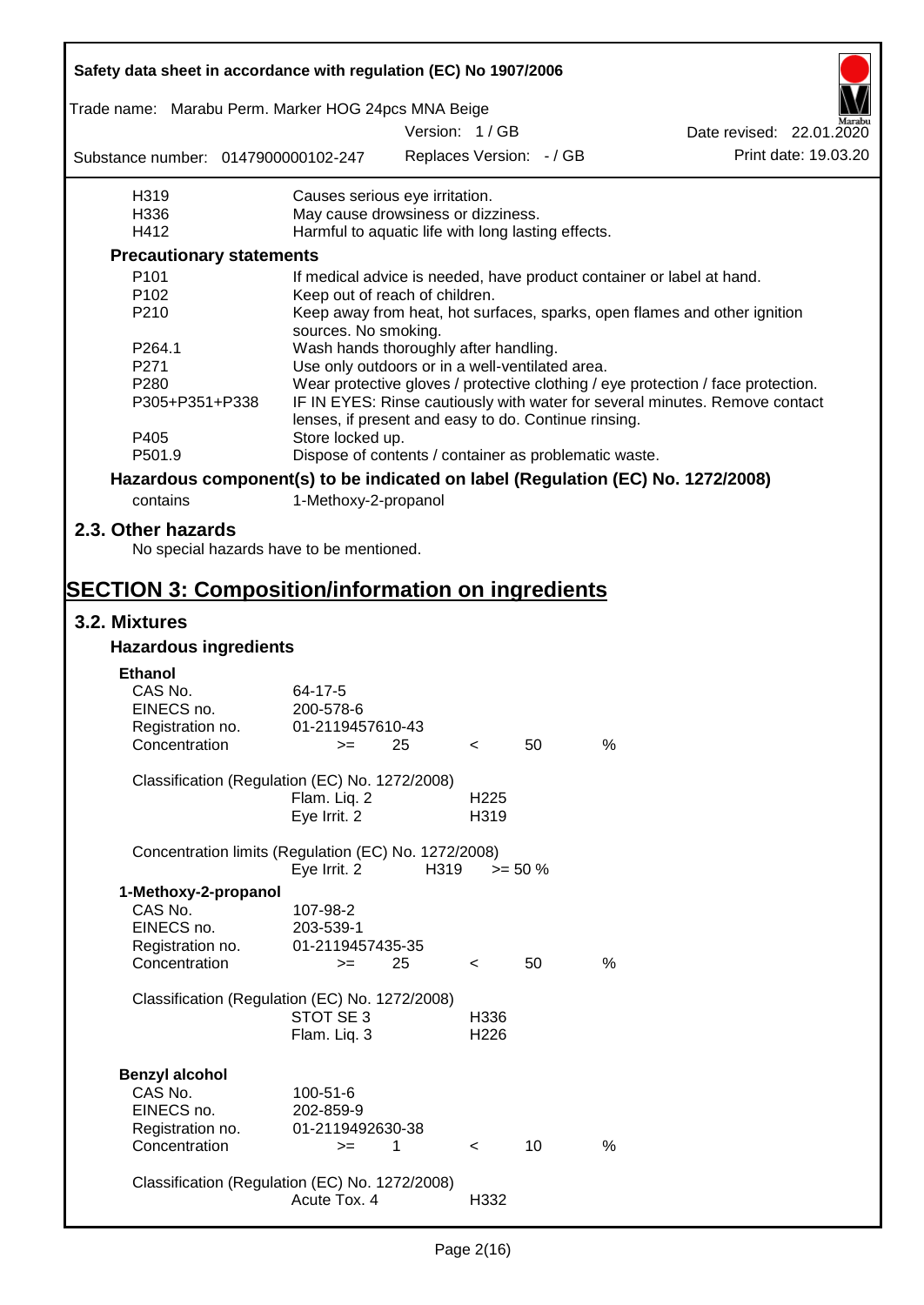| | |
|---|---|
| H319 | Causes serious eye irritation. |
| H336 | May cause drowsiness or dizziness. |
| H412 | Harmful to aquatic life with long lasting effects. |

**Precautionary statements**

| | |
|---|---|
| P101 | If medical advice is needed, have product container or label at hand. |
| P102 | Keep out of reach of children. |
| P210 | Keep away from heat, hot surfaces, sparks, open flames and other ignition sources. No smoking. |
| P264.1 | Wash hands thoroughly after handling. |
| P271 | Use only outdoors or in a well-ventilated area. |
| P280 | Wear protective gloves / protective clothing / eye protection / face protection. |
| P305+P351+P338 | IF IN EYES: Rinse cautiously with water for several minutes. Remove contact lenses, if present and easy to do. Continue rinsing. |
| P405 | Store locked up. |
| P501.9 | Dispose of contents / container as problematic waste. |

**Hazardous component(s) to be indicated on label (Regulation (EC) No. 1272/2008)**

contains 1-Methoxy-2-propanol

## 2.3. Other hazards

No special hazards have to be mentioned.

# SECTION 3: Composition/information on ingredients

## 3.2. Mixtures

### Hazardous ingredients

**Ethanol**

| | |
|---|---|
| CAS No. | 64-17-5 |
| EINECS no. | 200-578-6 |
| Registration no. | 01-2119457610-43 |
| Concentration | >= 25 < 50 % |

Classification (Regulation (EC) No. 1272/2008)

| | |
|---|---|
| Flam. Liq. 2 | H225 |
| Eye Irrit. 2 | H319 |

Concentration limits (Regulation (EC) No. 1272/2008)

| | | |
|---|---|---|
| Eye Irrit. 2 | H319 | >= 50 % |

**1-Methoxy-2-propanol**

| | |
|---|---|
| CAS No. | 107-98-2 |
| EINECS no. | 203-539-1 |
| Registration no. | 01-2119457435-35 |
| Concentration | >= 25 < 50 % |

Classification (Regulation (EC) No. 1272/2008)

| | |
|---|---|
| STOT SE 3 | H336 |
| Flam. Liq. 3 | H226 |

**Benzyl alcohol**

| | |
|---|---|
| CAS No. | 100-51-6 |
| EINECS no. | 202-859-9 |
| Registration no. | 01-2119492630-38 |
| Concentration | >= 1 < 10 % |

Classification (Regulation (EC) No. 1272/2008)

| | |
|---|---|
| Acute Tox. 4 | H332 |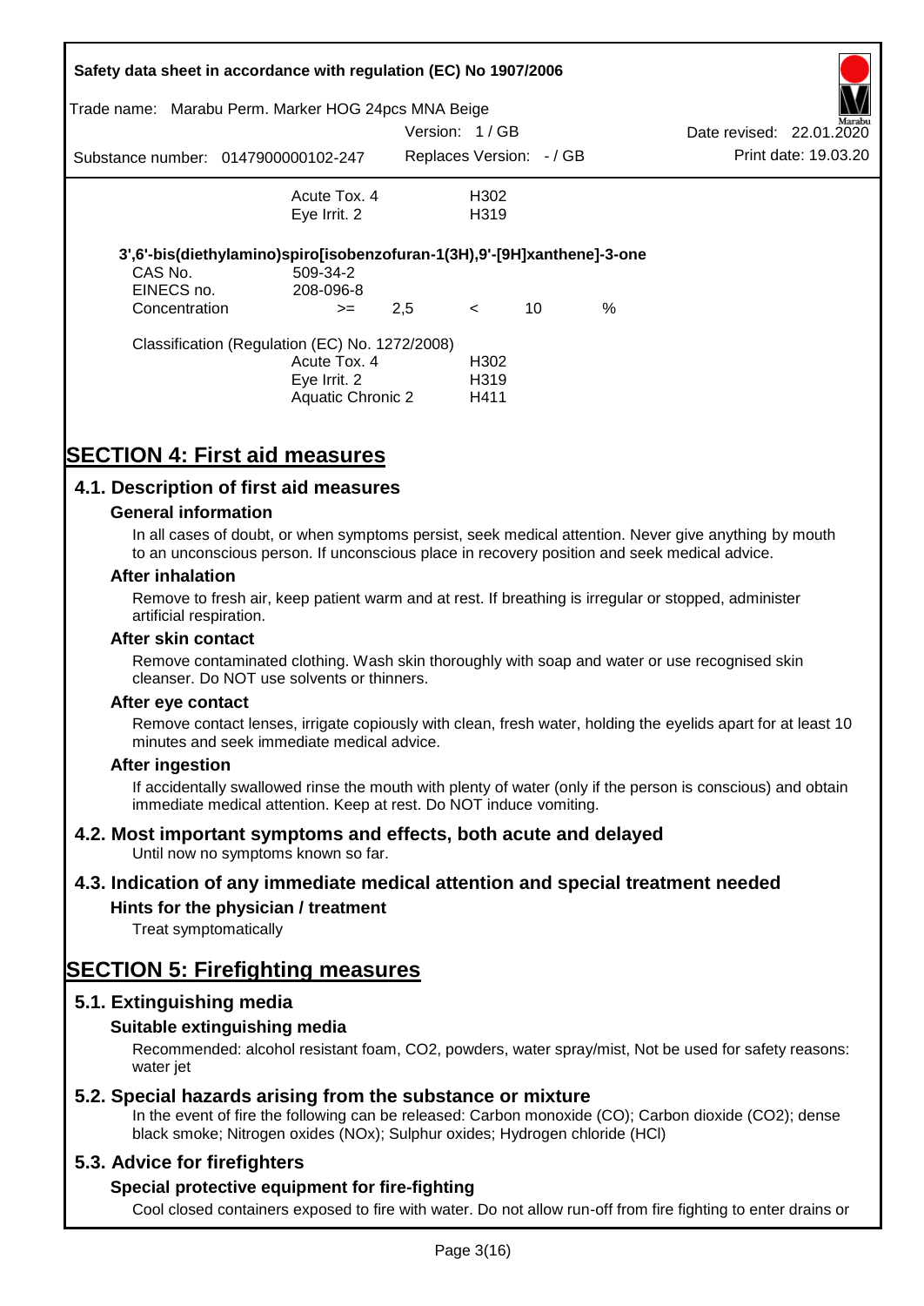| | | |
|---|---|---|
| | Acute Tox. 4 | H302 |
| | Eye Irrit. 2 | H319 |

**3',6'-bis(diethylamino)spiro[isobenzofuran-1(3H),9'-[9H]xanthene]-3-one**

| | | | | | |
|---|---|---|---|---|---|
| CAS No. | 509-34-2 | | | | |
| EINECS no. | 208-096-8 | | | | |
| Concentration | >= | 2,5 | < | 10 | % |

Classification (Regulation (EC) No. 1272/2008)

| | |
|---|---|
| Acute Tox. 4 | H302 |
| Eye Irrit. 2 | H319 |
| Aquatic Chronic 2 | H411 |

# SECTION 4: First aid measures

## 4.1. Description of first aid measures

### General information

In all cases of doubt, or when symptoms persist, seek medical attention. Never give anything by mouth to an unconscious person. If unconscious place in recovery position and seek medical advice.

### After inhalation

Remove to fresh air, keep patient warm and at rest. If breathing is irregular or stopped, administer artificial respiration.

### After skin contact

Remove contaminated clothing. Wash skin thoroughly with soap and water or use recognised skin cleanser. Do NOT use solvents or thinners.

### After eye contact

Remove contact lenses, irrigate copiously with clean, fresh water, holding the eyelids apart for at least 10 minutes and seek immediate medical advice.

### After ingestion

If accidentally swallowed rinse the mouth with plenty of water (only if the person is conscious) and obtain immediate medical attention. Keep at rest. Do NOT induce vomiting.

## 4.2. Most important symptoms and effects, both acute and delayed

Until now no symptoms known so far.

## 4.3. Indication of any immediate medical attention and special treatment needed

### Hints for the physician / treatment

Treat symptomatically

# SECTION 5: Firefighting measures

## 5.1. Extinguishing media

### Suitable extinguishing media

Recommended: alcohol resistant foam, $CO_2$, powders, water spray/mist, Not be used for safety reasons: water jet

## 5.2. Special hazards arising from the substance or mixture

In the event of fire the following can be released: Carbon monoxide (CO); Carbon dioxide ($CO_2$); dense black smoke; Nitrogen oxides ($NO_x$); Sulphur oxides; Hydrogen chloride (HCl)

## 5.3. Advice for firefighters

### Special protective equipment for fire-fighting

Cool closed containers exposed to fire with water. Do not allow run-off from fire fighting to enter drains or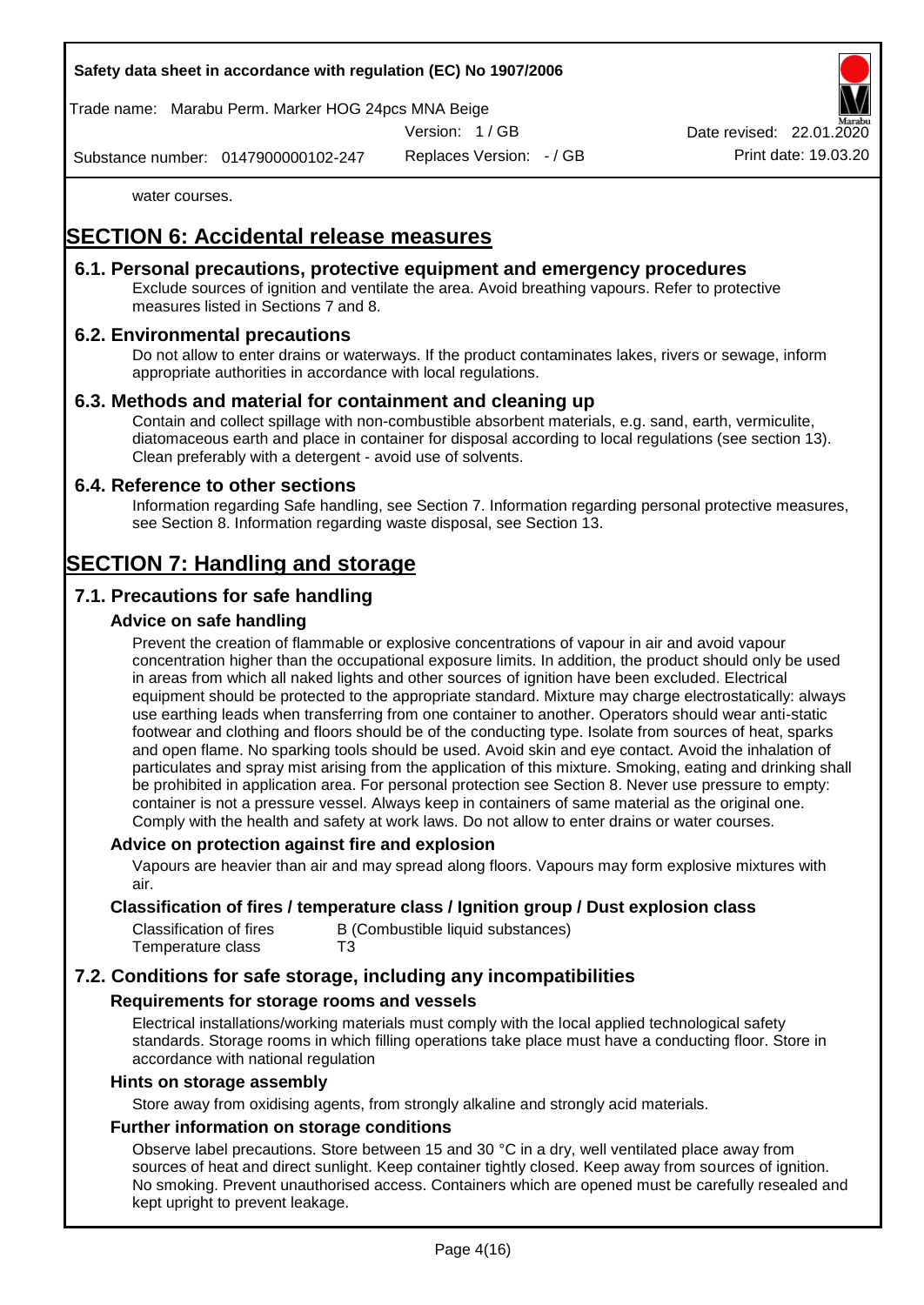water courses.

# SECTION 6: Accidental release measures

## 6.1. Personal precautions, protective equipment and emergency procedures

Exclude sources of ignition and ventilate the area. Avoid breathing vapours. Refer to protective measures listed in Sections 7 and 8.

## 6.2. Environmental precautions

Do not allow to enter drains or waterways. If the product contaminates lakes, rivers or sewage, inform appropriate authorities in accordance with local regulations.

## 6.3. Methods and material for containment and cleaning up

Contain and collect spillage with non-combustible absorbent materials, e.g. sand, earth, vermiculite, diatomaceous earth and place in container for disposal according to local regulations (see section 13). Clean preferably with a detergent - avoid use of solvents.

## 6.4. Reference to other sections

Information regarding Safe handling, see Section 7. Information regarding personal protective measures, see Section 8. Information regarding waste disposal, see Section 13.

# SECTION 7: Handling and storage

## 7.1. Precautions for safe handling

### Advice on safe handling

Prevent the creation of flammable or explosive concentrations of vapour in air and avoid vapour concentration higher than the occupational exposure limits. In addition, the product should only be used in areas from which all naked lights and other sources of ignition have been excluded. Electrical equipment should be protected to the appropriate standard. Mixture may charge electrostatically: always use earthing leads when transferring from one container to another. Operators should wear anti-static footwear and clothing and floors should be of the conducting type. Isolate from sources of heat, sparks and open flame. No sparking tools should be used. Avoid skin and eye contact. Avoid the inhalation of particulates and spray mist arising from the application of this mixture. Smoking, eating and drinking shall be prohibited in application area. For personal protection see Section 8. Never use pressure to empty: container is not a pressure vessel. Always keep in containers of same material as the original one. Comply with the health and safety at work laws. Do not allow to enter drains or water courses.

### Advice on protection against fire and explosion

Vapours are heavier than air and may spread along floors. Vapours may form explosive mixtures with air.

### Classification of fires / temperature class / Ignition group / Dust explosion class

| | |
|---|---|
| Classification of fires | B (Combustible liquid substances) |
| Temperature class | T3 |

## 7.2. Conditions for safe storage, including any incompatibilities

### Requirements for storage rooms and vessels

Electrical installations/working materials must comply with the local applied technological safety standards. Storage rooms in which filling operations take place must have a conducting floor. Store in accordance with national regulation

### Hints on storage assembly

Store away from oxidising agents, from strongly alkaline and strongly acid materials.

### Further information on storage conditions

Observe label precautions. Store between 15 and 30 °C in a dry, well ventilated place away from sources of heat and direct sunlight. Keep container tightly closed. Keep away from sources of ignition. No smoking. Prevent unauthorised access. Containers which are opened must be carefully resealed and kept upright to prevent leakage.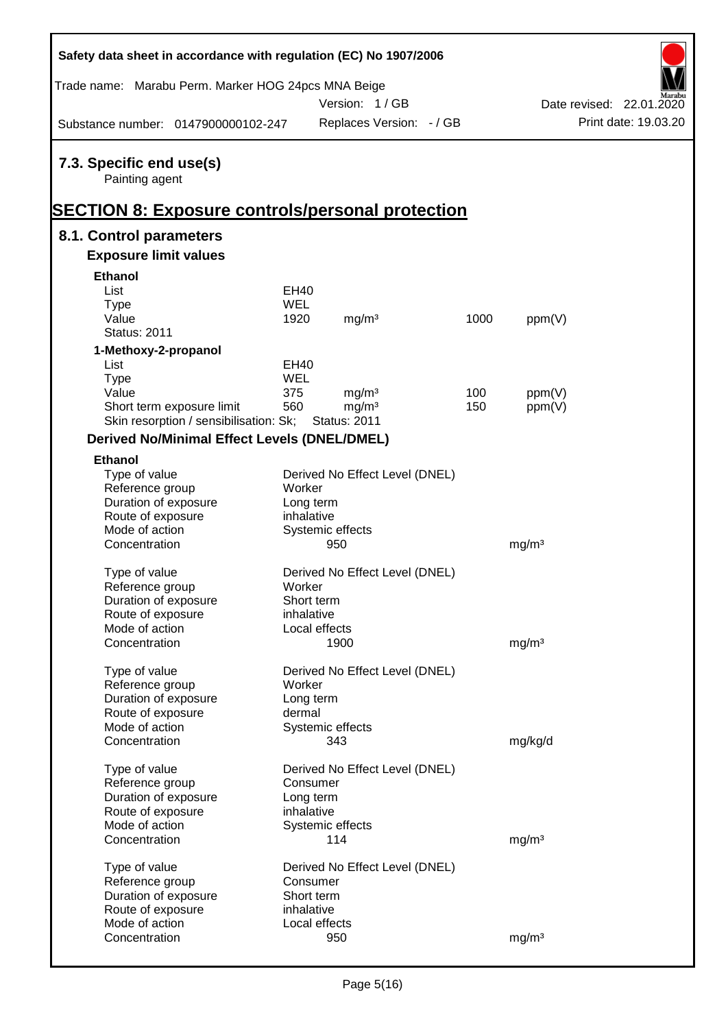## 7.3. Specific end use(s)

Painting agent

# SECTION 8: Exposure controls/personal protection

## 8.1. Control parameters

### Exposure limit values

**Ethanol**

| | | | | |
|---|---|---|---|---|
| List | EH40 | | | |
| Type | WEL | | | |
| Value | 1920 | mg/m³ | 1000 | ppm(V) |
| Status: 2011 | | | | |

**1-Methoxy-2-propanol**

| | | | | |
|---|---|---|---|---|
| List | EH40 | | | |
| Type | WEL | | | |
| Value | 375 | mg/m³ | 100 | ppm(V) |
| Short term exposure limit | 560 | mg/m³ | 150 | ppm(V) |
| Skin resorption / sensibilisation: Sk; | Status: 2011 | | | |

### Derived No/Minimal Effect Levels (DNEL/DMEL)

**Ethanol**

| | | |
|---|---|---|
| Type of value | Derived No Effect Level (DNEL) | |
| Reference group | Worker | |
| Duration of exposure | Long term | |
| Route of exposure | inhalative | |
| Mode of action | Systemic effects | |
| Concentration | 950 | mg/m³ |

| | | |
|---|---|---|
| Type of value | Derived No Effect Level (DNEL) | |
| Reference group | Worker | |
| Duration of exposure | Short term | |
| Route of exposure | inhalative | |
| Mode of action | Local effects | |
| Concentration | 1900 | mg/m³ |

| | | |
|---|---|---|
| Type of value | Derived No Effect Level (DNEL) | |
| Reference group | Worker | |
| Duration of exposure | Long term | |
| Route of exposure | dermal | |
| Mode of action | Systemic effects | |
| Concentration | 343 | mg/kg/d |

| | | |
|---|---|---|
| Type of value | Derived No Effect Level (DNEL) | |
| Reference group | Consumer | |
| Duration of exposure | Long term | |
| Route of exposure | inhalative | |
| Mode of action | Systemic effects | |
| Concentration | 114 | mg/m³ |

| | | |
|---|---|---|
| Type of value | Derived No Effect Level (DNEL) | |
| Reference group | Consumer | |
| Duration of exposure | Short term | |
| Route of exposure | inhalative | |
| Mode of action | Local effects | |
| Concentration | 950 | mg/m³ |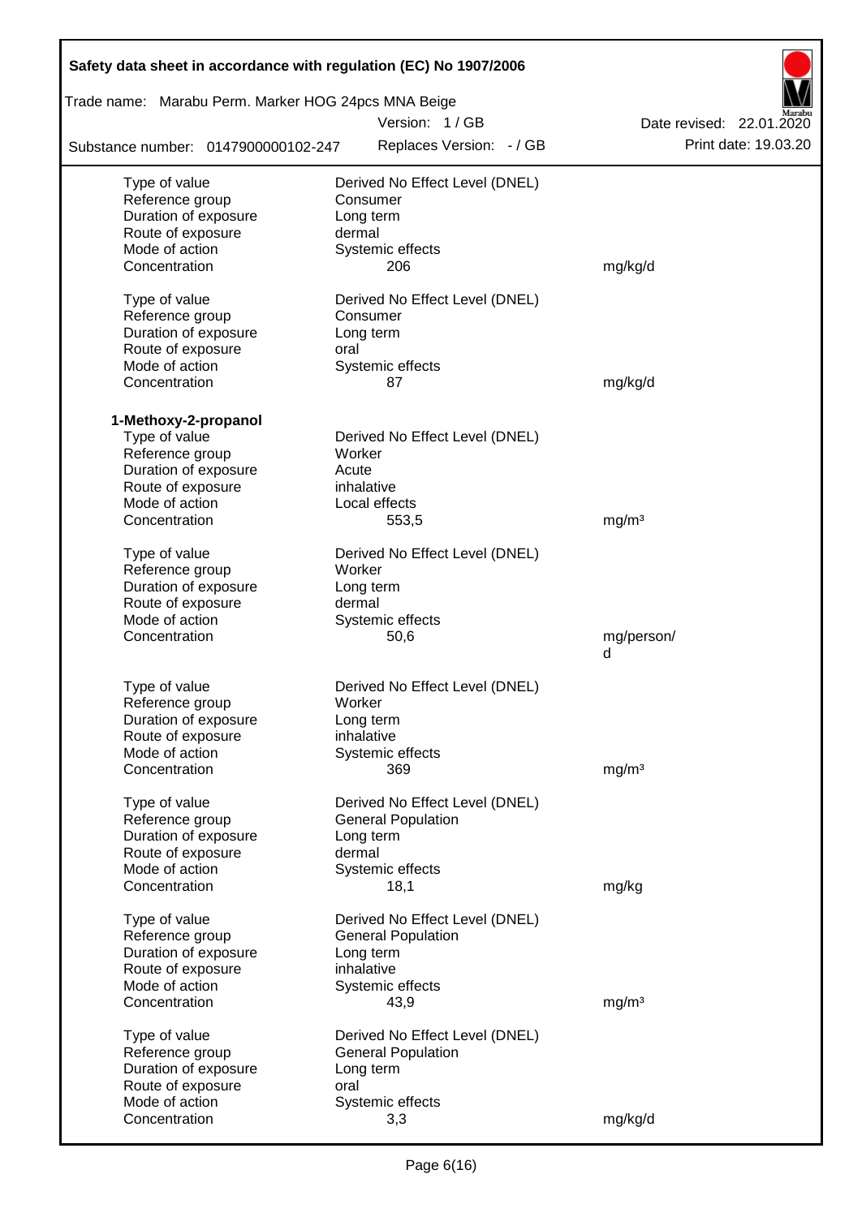| | | |
|---|---|---|
| Type of value | Derived No Effect Level (DNEL) | |
| Reference group | Consumer | |
| Duration of exposure | Long term | |
| Route of exposure | dermal | |
| Mode of action | Systemic effects | |
| Concentration | 206 | mg/kg/d |
| | | |
| Type of value | Derived No Effect Level (DNEL) | |
| Reference group | Consumer | |
| Duration of exposure | Long term | |
| Route of exposure | oral | |
| Mode of action | Systemic effects | |
| Concentration | 87 | mg/kg/d |

**1-Methoxy-2-propanol**

| | | |
|---|---|---|
| Type of value | Derived No Effect Level (DNEL) | |
| Reference group | Worker | |
| Duration of exposure | Acute | |
| Route of exposure | inhalative | |
| Mode of action | Local effects | |
| Concentration | 553,5 | mg/m³ |
| | | |
| Type of value | Derived No Effect Level (DNEL) | |
| Reference group | Worker | |
| Duration of exposure | Long term | |
| Route of exposure | dermal | |
| Mode of action | Systemic effects | |
| Concentration | 50,6 | mg/person/d |
| | | |
| Type of value | Derived No Effect Level (DNEL) | |
| Reference group | Worker | |
| Duration of exposure | Long term | |
| Route of exposure | inhalative | |
| Mode of action | Systemic effects | |
| Concentration | 369 | mg/m³ |
| | | |
| Type of value | Derived No Effect Level (DNEL) | |
| Reference group | General Population | |
| Duration of exposure | Long term | |
| Route of exposure | dermal | |
| Mode of action | Systemic effects | |
| Concentration | 18,1 | mg/kg |
| | | |
| Type of value | Derived No Effect Level (DNEL) | |
| Reference group | General Population | |
| Duration of exposure | Long term | |
| Route of exposure | inhalative | |
| Mode of action | Systemic effects | |
| Concentration | 43,9 | mg/m³ |
| | | |
| Type of value | Derived No Effect Level (DNEL) | |
| Reference group | General Population | |
| Duration of exposure | Long term | |
| Route of exposure | oral | |
| Mode of action | Systemic effects | |
| Concentration | 3,3 | mg/kg/d |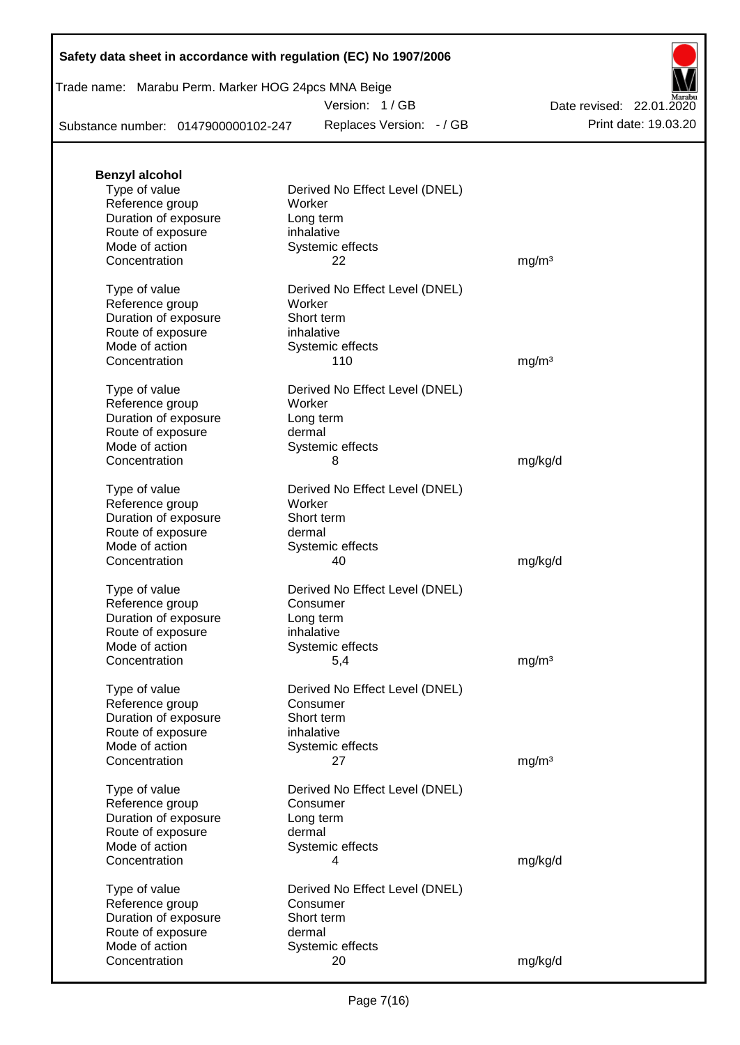**Benzyl alcohol**

| | | |
|---|---|---|
| Type of value | Derived No Effect Level (DNEL) | |
| Reference group | Worker | |
| Duration of exposure | Long term | |
| Route of exposure | inhalative | |
| Mode of action | Systemic effects | |
| Concentration | 22 | mg/m³ |

| | | |
|---|---|---|
| Type of value | Derived No Effect Level (DNEL) | |
| Reference group | Worker | |
| Duration of exposure | Short term | |
| Route of exposure | inhalative | |
| Mode of action | Systemic effects | |
| Concentration | 110 | mg/m³ |

| | | |
|---|---|---|
| Type of value | Derived No Effect Level (DNEL) | |
| Reference group | Worker | |
| Duration of exposure | Long term | |
| Route of exposure | dermal | |
| Mode of action | Systemic effects | |
| Concentration | 8 | mg/kg/d |

| | | |
|---|---|---|
| Type of value | Derived No Effect Level (DNEL) | |
| Reference group | Worker | |
| Duration of exposure | Short term | |
| Route of exposure | dermal | |
| Mode of action | Systemic effects | |
| Concentration | 40 | mg/kg/d |

| | | |
|---|---|---|
| Type of value | Derived No Effect Level (DNEL) | |
| Reference group | Consumer | |
| Duration of exposure | Long term | |
| Route of exposure | inhalative | |
| Mode of action | Systemic effects | |
| Concentration | 5,4 | mg/m³ |

| | | |
|---|---|---|
| Type of value | Derived No Effect Level (DNEL) | |
| Reference group | Consumer | |
| Duration of exposure | Short term | |
| Route of exposure | inhalative | |
| Mode of action | Systemic effects | |
| Concentration | 27 | mg/m³ |

| | | |
|---|---|---|
| Type of value | Derived No Effect Level (DNEL) | |
| Reference group | Consumer | |
| Duration of exposure | Long term | |
| Route of exposure | dermal | |
| Mode of action | Systemic effects | |
| Concentration | 4 | mg/kg/d |

| | | |
|---|---|---|
| Type of value | Derived No Effect Level (DNEL) | |
| Reference group | Consumer | |
| Duration of exposure | Short term | |
| Route of exposure | dermal | |
| Mode of action | Systemic effects | |
| Concentration | 20 | mg/kg/d |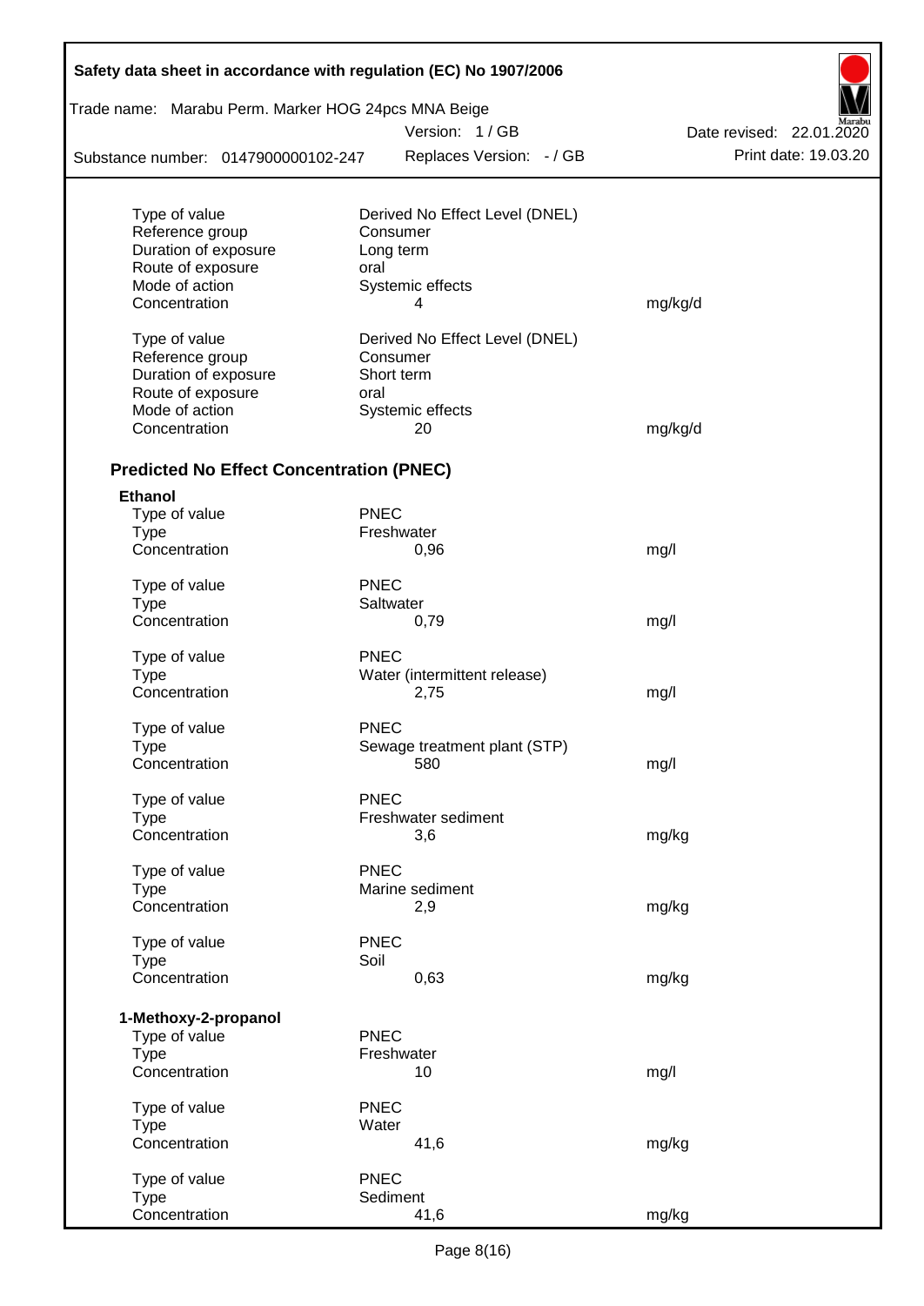| | | |
|---|---|---|
| Type of value | Derived No Effect Level (DNEL) | |
| Reference group | Consumer | |
| Duration of exposure | Long term | |
| Route of exposure | oral | |
| Mode of action | Systemic effects | |
| Concentration | 4 | mg/kg/d |

| | | |
|---|---|---|
| Type of value | Derived No Effect Level (DNEL) | |
| Reference group | Consumer | |
| Duration of exposure | Short term | |
| Route of exposure | oral | |
| Mode of action | Systemic effects | |
| Concentration | 20 | mg/kg/d |

## Predicted No Effect Concentration (PNEC)

**Ethanol**

| | | |
|---|---|---|
| Type of value | PNEC | |
| Type | Freshwater | |
| Concentration | 0,96 | mg/l |

| | | |
|---|---|---|
| Type of value | PNEC | |
| Type | Saltwater | |
| Concentration | 0,79 | mg/l |

| | | |
|---|---|---|
| Type of value | PNEC | |
| Type | Water (intermittent release) | |
| Concentration | 2,75 | mg/l |

| | | |
|---|---|---|
| Type of value | PNEC | |
| Type | Sewage treatment plant (STP) | |
| Concentration | 580 | mg/l |

| | | |
|---|---|---|
| Type of value | PNEC | |
| Type | Freshwater sediment | |
| Concentration | 3,6 | mg/kg |

| | | |
|---|---|---|
| Type of value | PNEC | |
| Type | Marine sediment | |
| Concentration | 2,9 | mg/kg |

| | | |
|---|---|---|
| Type of value | PNEC | |
| Type | Soil | |
| Concentration | 0,63 | mg/kg |

**1-Methoxy-2-propanol**

| | | |
|---|---|---|
| Type of value | PNEC | |
| Type | Freshwater | |
| Concentration | 10 | mg/l |

| | | |
|---|---|---|
| Type of value | PNEC | |
| Type | Water | |
| Concentration | 41,6 | mg/kg |

| | | |
|---|---|---|
| Type of value | PNEC | |
| Type | Sediment | |
| Concentration | 41,6 | mg/kg |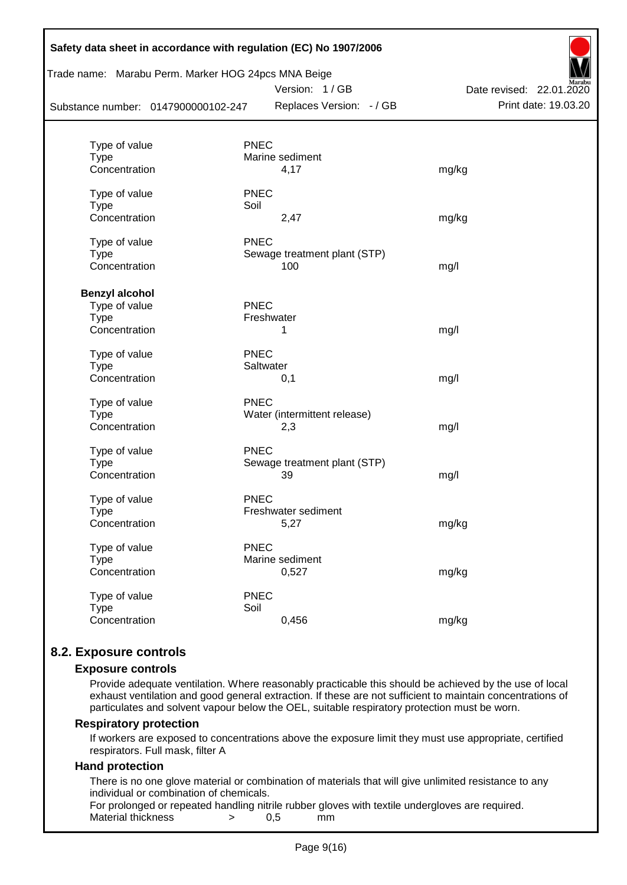| | | | |
|---|---|---|---|
| Type of value | PNEC | | |
| Type | Marine sediment | | |
| Concentration | 4,17 | | mg/kg |
| Type of value | PNEC | | |
| Type | Soil | | |
| Concentration | 2,47 | | mg/kg |
| Type of value | PNEC | | |
| Type | Sewage treatment plant (STP) | | |
| Concentration | 100 | | mg/l |

**Benzyl alcohol**

| | | |
|---|---|---|
| Type of value | PNEC | |
| Type | Freshwater | |
| Concentration | 1 | mg/l |
| Type of value | PNEC | |
| Type | Saltwater | |
| Concentration | 0,1 | mg/l |
| Type of value | PNEC | |
| Type | Water (intermittent release) | |
| Concentration | 2,3 | mg/l |
| Type of value | PNEC | |
| Type | Sewage treatment plant (STP) | |
| Concentration | 39 | mg/l |
| Type of value | PNEC | |
| Type | Freshwater sediment | |
| Concentration | 5,27 | mg/kg |
| Type of value | PNEC | |
| Type | Marine sediment | |
| Concentration | 0,527 | mg/kg |
| Type of value | PNEC | |
| Type | Soil | |
| Concentration | 0,456 | mg/kg |

## 8.2. Exposure controls

### Exposure controls

Provide adequate ventilation. Where reasonably practicable this should be achieved by the use of local exhaust ventilation and good general extraction. If these are not sufficient to maintain concentrations of particulates and solvent vapour below the OEL, suitable respiratory protection must be worn.

### Respiratory protection

If workers are exposed to concentrations above the exposure limit they must use appropriate, certified respirators. Full mask, filter A

### Hand protection

There is no one glove material or combination of materials that will give unlimited resistance to any individual or combination of chemicals.

For prolonged or repeated handling nitrile rubber gloves with textile undergloves are required.

Material thickness > 0,5 mm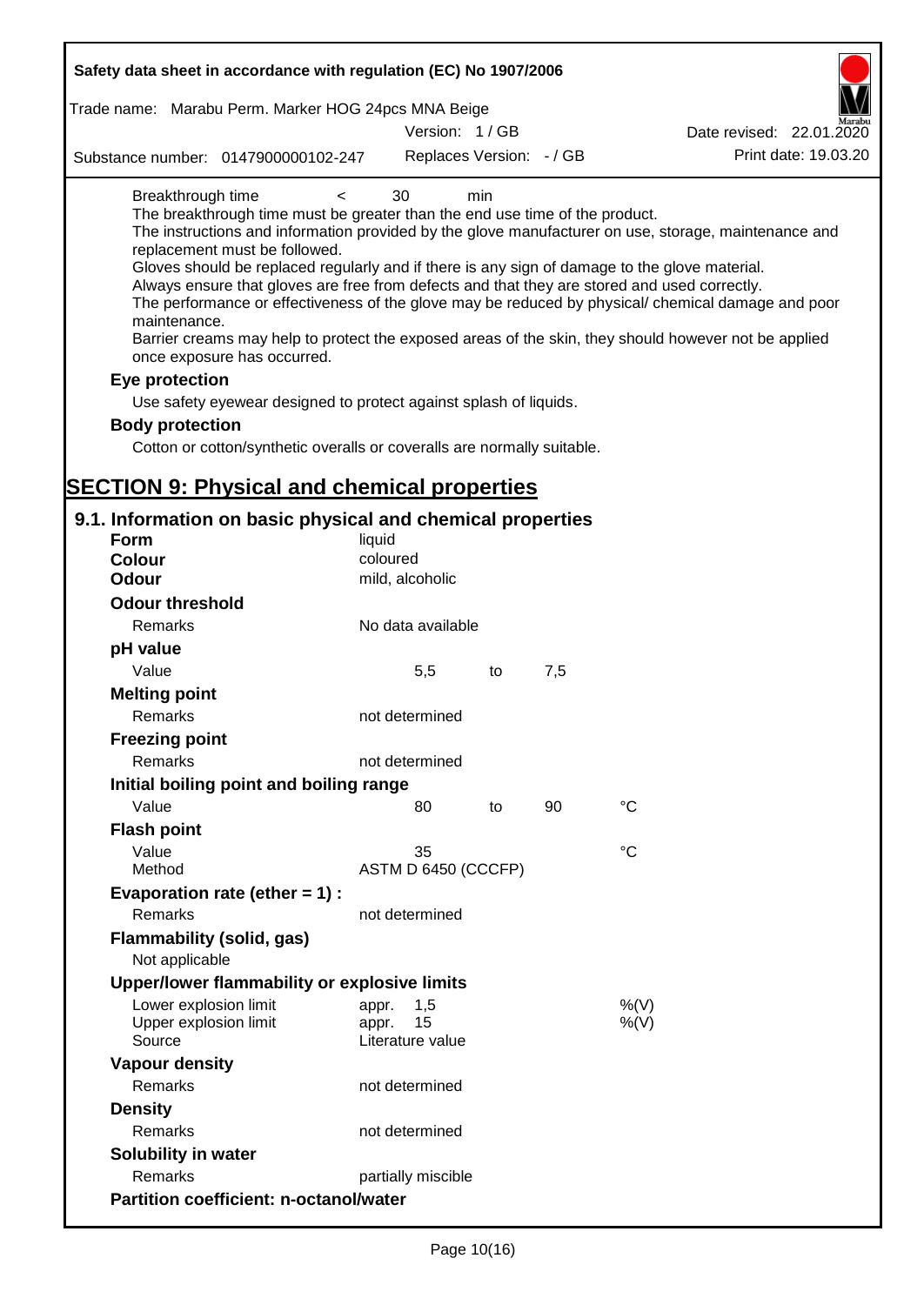Breakthrough time < 30 min

The breakthrough time must be greater than the end use time of the product.

The instructions and information provided by the glove manufacturer on use, storage, maintenance and replacement must be followed.

Gloves should be replaced regularly and if there is any sign of damage to the glove material.

Always ensure that gloves are free from defects and that they are stored and used correctly.

The performance or effectiveness of the glove may be reduced by physical/ chemical damage and poor maintenance.

Barrier creams may help to protect the exposed areas of the skin, they should however not be applied once exposure has occurred.

### Eye protection

Use safety eyewear designed to protect against splash of liquids.

### Body protection

Cotton or cotton/synthetic overalls or coveralls are normally suitable.

# SECTION 9: Physical and chemical properties

## 9.1. Information on basic physical and chemical properties

| | | | | |
|---|---|---|---|---|
| **Form** | liquid | | | |
| **Colour** | coloured | | | |
| **Odour** | mild, alcoholic | | | |
| **Odour threshold** | | | | |
| Remarks | No data available | | | |
| **pH value** | | | | |
| Value | 5,5 | to | 7,5 | |
| **Melting point** | | | | |
| Remarks | not determined | | | |
| **Freezing point** | | | | |
| Remarks | not determined | | | |
| **Initial boiling point and boiling range** | | | | |
| Value | 80 | to | 90 | °C |
| **Flash point** | | | | |
| Value | 35 | | | °C |
| Method | ASTM D 6450 (CCCFP) | | | |
| **Evaporation rate (ether = 1) :** | | | | |
| Remarks | not determined | | | |
| **Flammability (solid, gas)** | | | | |
| Not applicable | | | | |
| **Upper/lower flammability or explosive limits** | | | | |
| Lower explosion limit | appr. 1,5 | | | %(V) |
| Upper explosion limit | appr. 15 | | | %(V) |
| Source | Literature value | | | |
| **Vapour density** | | | | |
| Remarks | not determined | | | |
| **Density** | | | | |
| Remarks | not determined | | | |
| **Solubility in water** | | | | |
| Remarks | partially miscible | | | |
| **Partition coefficient: n-octanol/water** | | | | |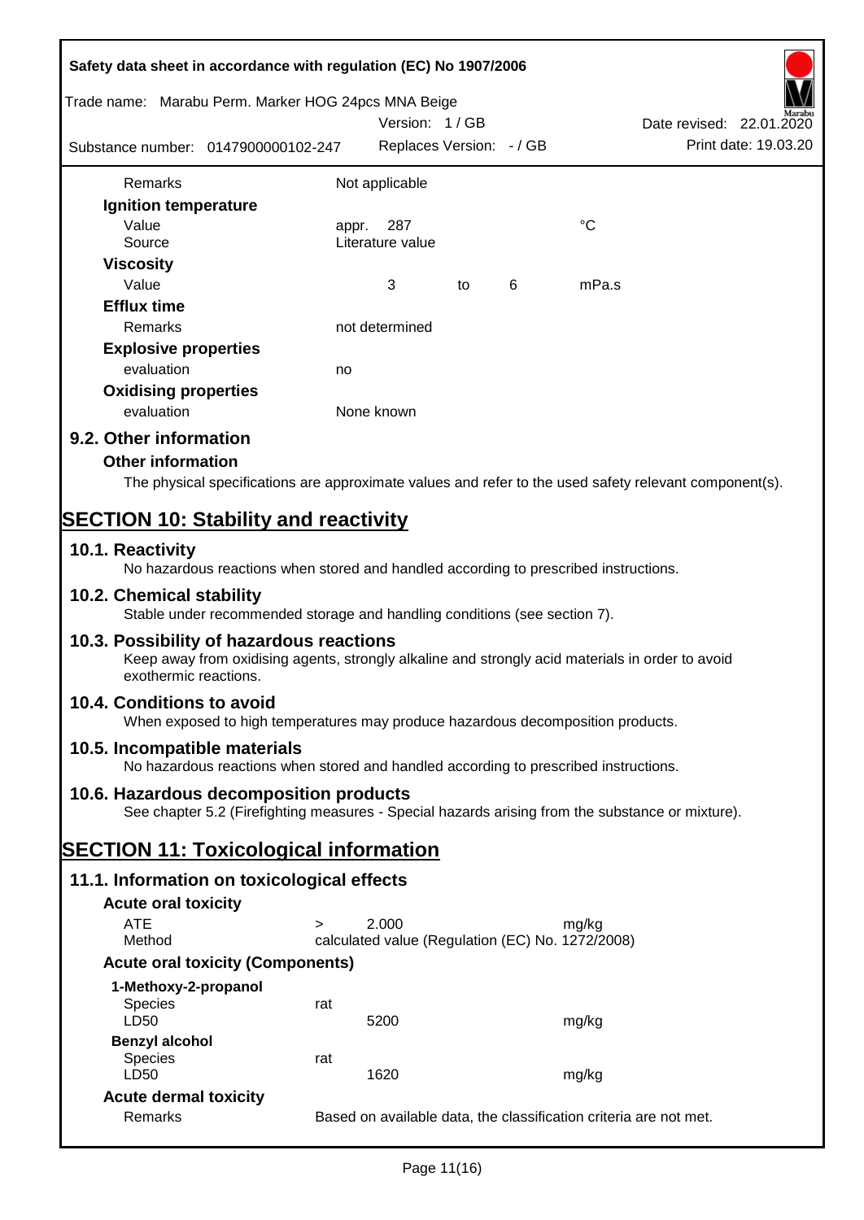| | | | | |
|---|---|---|---|---|
| Remarks | Not applicable | | | |
| **Ignition temperature** | | | | |
| Value | appr. 287 | | | °C |
| Source | Literature value | | | |
| **Viscosity** | | | | |
| Value | 3 | to | 6 | mPa.s |
| **Efflux time** | | | | |
| Remarks | not determined | | | |
| **Explosive properties** | | | | |
| evaluation | no | | | |
| **Oxidising properties** | | | | |
| evaluation | None known | | | |

## 9.2. Other information

### Other information

The physical specifications are approximate values and refer to the used safety relevant component(s).

# SECTION 10: Stability and reactivity

## 10.1. Reactivity

No hazardous reactions when stored and handled according to prescribed instructions.

## 10.2. Chemical stability

Stable under recommended storage and handling conditions (see section 7).

## 10.3. Possibility of hazardous reactions

Keep away from oxidising agents, strongly alkaline and strongly acid materials in order to avoid exothermic reactions.

## 10.4. Conditions to avoid

When exposed to high temperatures may produce hazardous decomposition products.

## 10.5. Incompatible materials

No hazardous reactions when stored and handled according to prescribed instructions.

## 10.6. Hazardous decomposition products

See chapter 5.2 (Firefighting measures - Special hazards arising from the substance or mixture).

# SECTION 11: Toxicological information

## 11.1. Information on toxicological effects

### Acute oral toxicity

| | | | |
|---|---|---|---|
| ATE | > | 2.000 | mg/kg |
| Method | calculated value (Regulation (EC) No. 1272/2008) | | |

### Acute oral toxicity (Components)

**1-Methoxy-2-propanol**

| | | | |
|---|---|---|---|
| Species | rat | | |
| LD50 | | 5200 | mg/kg |

**Benzyl alcohol**

| | | | |
|---|---|---|---|
| Species | rat | | |
| LD50 | | 1620 | mg/kg |

### Acute dermal toxicity

| | |
|---|---|
| Remarks | Based on available data, the classification criteria are not met. |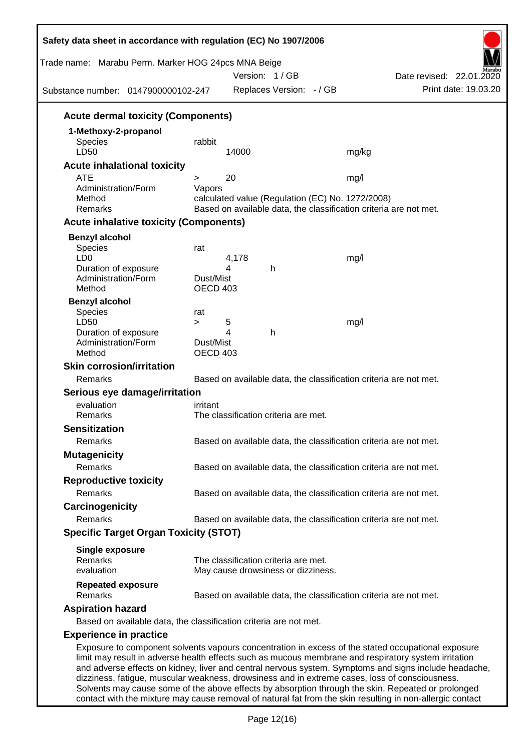### Acute dermal toxicity (Components)

**1-Methoxy-2-propanol**

| | | | |
|---|---|---|---|
| Species | rabbit | | |
| LD50 | 14000 | | mg/kg |

### Acute inhalational toxicity

| | | | |
|---|---|---|---|
| ATE | > | 20 | mg/l |
| Administration/Form | Vapors | | |
| Method | calculated value (Regulation (EC) No. 1272/2008) | | |
| Remarks | Based on available data, the classification criteria are not met. | | |

### Acute inhalative toxicity (Components)

**Benzyl alcohol**

| | | | |
|---|---|---|---|
| Species | rat | | |
| LD0 | 4,178 | | mg/l |
| Duration of exposure | 4 | h | |
| Administration/Form | Dust/Mist | | |
| Method | OECD 403 | | |

**Benzyl alcohol**

| | | | | |
|---|---|---|---|---|
| Species | rat | | | |
| LD50 | > | 5 | | mg/l |
| Duration of exposure | | 4 | h | |
| Administration/Form | Dust/Mist | | | |
| Method | OECD 403 | | | |

### Skin corrosion/irritation

Remarks — Based on available data, the classification criteria are not met.

### Serious eye damage/irritation

evaluation — irritant
Remarks — The classification criteria are met.

### Sensitization

Remarks — Based on available data, the classification criteria are not met.

### Mutagenicity

Remarks — Based on available data, the classification criteria are not met.

### Reproductive toxicity

Remarks — Based on available data, the classification criteria are not met.

### Carcinogenicity

Remarks — Based on available data, the classification criteria are not met.

### Specific Target Organ Toxicity (STOT)

**Single exposure**

Remarks — The classification criteria are met.
evaluation — May cause drowsiness or dizziness.

**Repeated exposure**

Remarks — Based on available data, the classification criteria are not met.

### Aspiration hazard

Based on available data, the classification criteria are not met.

### Experience in practice

Exposure to component solvents vapours concentration in excess of the stated occupational exposure limit may result in adverse health effects such as mucous membrane and respiratory system irritation and adverse effects on kidney, liver and central nervous system. Symptoms and signs include headache, dizziness, fatigue, muscular weakness, drowsiness and in extreme cases, loss of consciousness. Solvents may cause some of the above effects by absorption through the skin. Repeated or prolonged contact with the mixture may cause removal of natural fat from the skin resulting in non-allergic contact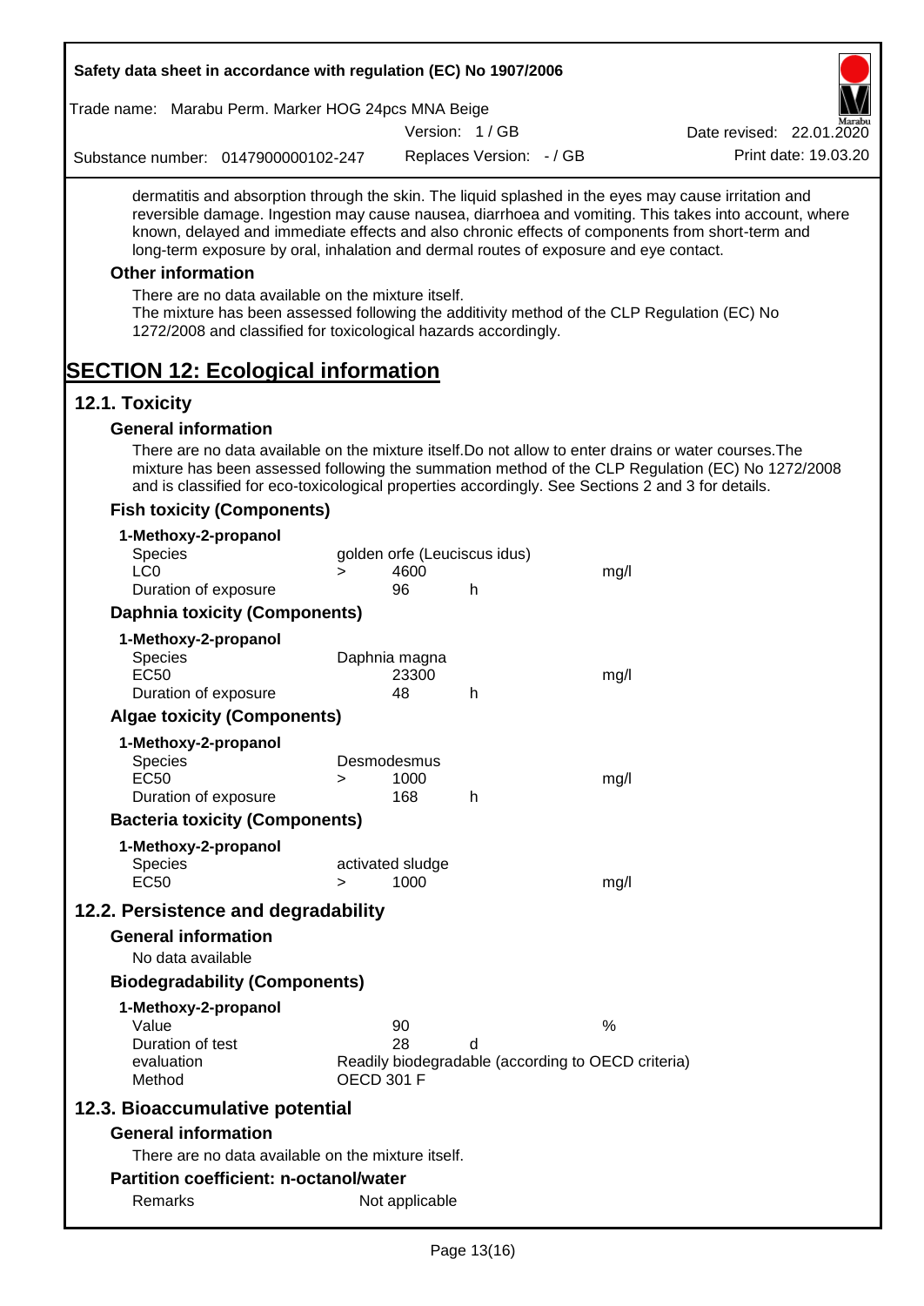dermatitis and absorption through the skin. The liquid splashed in the eyes may cause irritation and reversible damage. Ingestion may cause nausea, diarrhoea and vomiting. This takes into account, where known, delayed and immediate effects and also chronic effects of components from short-term and long-term exposure by oral, inhalation and dermal routes of exposure and eye contact.

### Other information

There are no data available on the mixture itself.
The mixture has been assessed following the additivity method of the CLP Regulation (EC) No 1272/2008 and classified for toxicological hazards accordingly.

# SECTION 12: Ecological information

## 12.1. Toxicity

### General information

There are no data available on the mixture itself.Do not allow to enter drains or water courses.The mixture has been assessed following the summation method of the CLP Regulation (EC) No 1272/2008 and is classified for eco-toxicological properties accordingly. See Sections 2 and 3 for details.

### Fish toxicity (Components)

**1-Methoxy-2-propanol**

| | | | | |
|---|---|---|---|---|
| Species | golden orfe (Leuciscus idus) | | | |
| LC0 | > | 4600 | | mg/l |
| Duration of exposure | | 96 | h | |

### Daphnia toxicity (Components)

**1-Methoxy-2-propanol**

| | | | | |
|---|---|---|---|---|
| Species | Daphnia magna | | | |
| EC50 | | 23300 | | mg/l |
| Duration of exposure | | 48 | h | |

### Algae toxicity (Components)

**1-Methoxy-2-propanol**

| | | | | |
|---|---|---|---|---|
| Species | Desmodesmus | | | |
| EC50 | > | 1000 | | mg/l |
| Duration of exposure | | 168 | h | |

### Bacteria toxicity (Components)

**1-Methoxy-2-propanol**

| | | | | |
|---|---|---|---|---|
| Species | activated sludge | | | |
| EC50 | > | 1000 | | mg/l |

## 12.2. Persistence and degradability

### General information

No data available

### Biodegradability (Components)

**1-Methoxy-2-propanol**

| | | | |
|---|---|---|---|
| Value | 90 | | % |
| Duration of test | 28 | d | |
| evaluation | Readily biodegradable (according to OECD criteria) | | |
| Method | OECD 301 F | | |

## 12.3. Bioaccumulative potential

### General information

There are no data available on the mixture itself.

### Partition coefficient: n-octanol/water

| | |
|---|---|
| Remarks | Not applicable |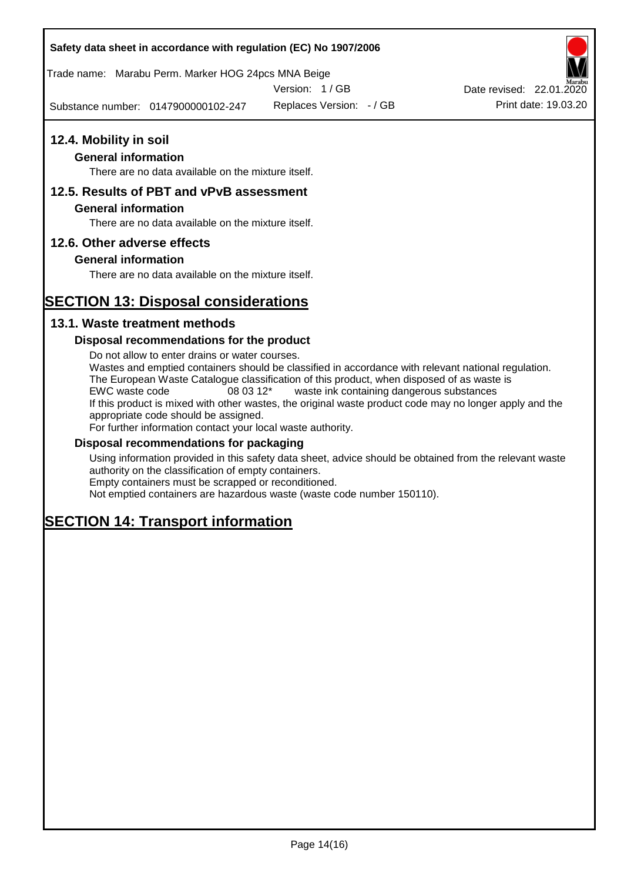## 12.4. Mobility in soil

### General information

There are no data available on the mixture itself.

## 12.5. Results of PBT and vPvB assessment

### General information

There are no data available on the mixture itself.

## 12.6. Other adverse effects

### General information

There are no data available on the mixture itself.

# SECTION 13: Disposal considerations

## 13.1. Waste treatment methods

### Disposal recommendations for the product

Do not allow to enter drains or water courses.
Wastes and emptied containers should be classified in accordance with relevant national regulation.
The European Waste Catalogue classification of this product, when disposed of as waste is
EWC waste code 08 03 12* waste ink containing dangerous substances
If this product is mixed with other wastes, the original waste product code may no longer apply and the appropriate code should be assigned.
For further information contact your local waste authority.

### Disposal recommendations for packaging

Using information provided in this safety data sheet, advice should be obtained from the relevant waste authority on the classification of empty containers.
Empty containers must be scrapped or reconditioned.
Not emptied containers are hazardous waste (waste code number 150110).

# SECTION 14: Transport information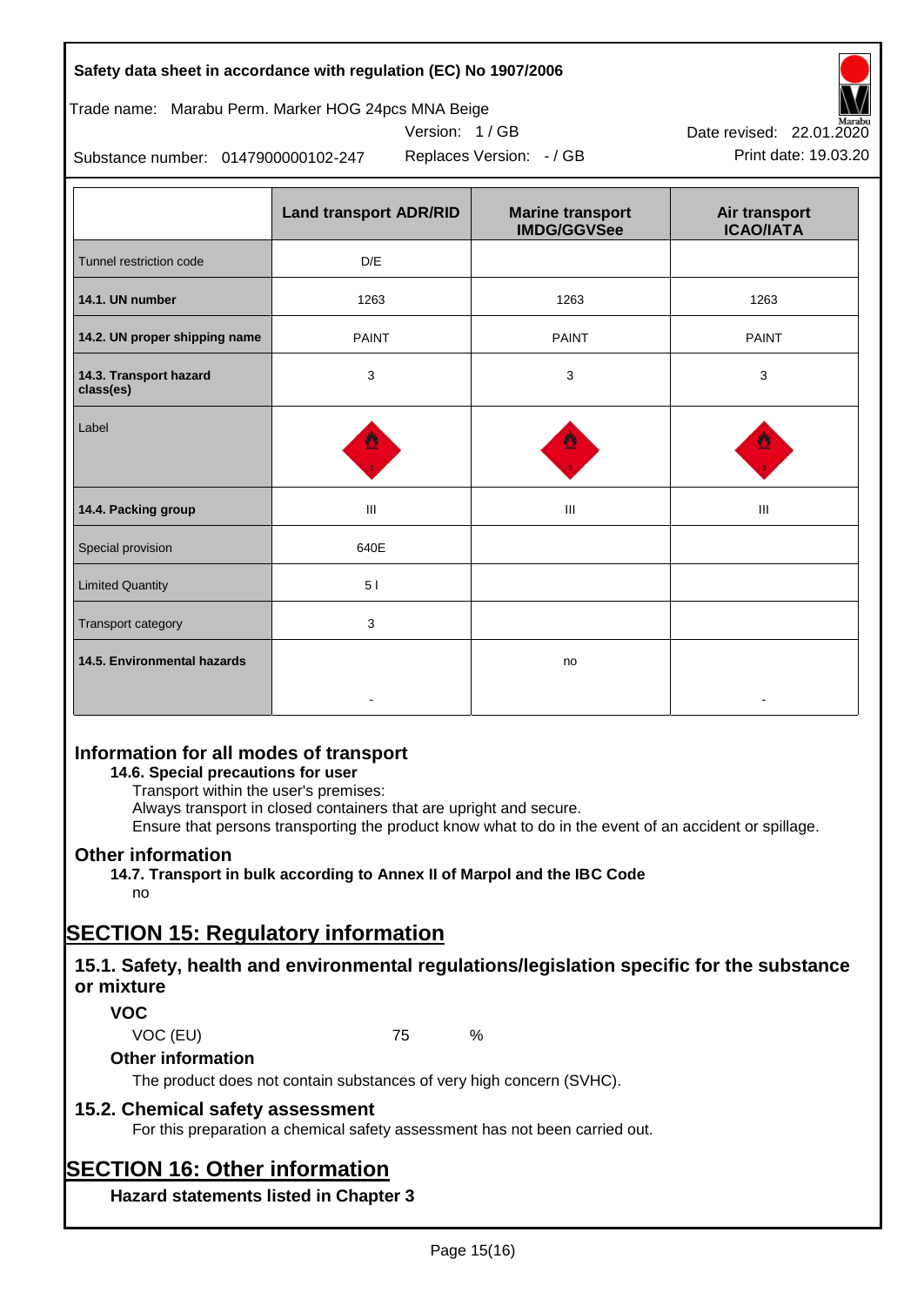| | Land transport ADR/RID | Marine transport IMDG/GGVSee | Air transport ICAO/IATA |
|---|---|---|---|
| Tunnel restriction code | D/E | | |
| **14.1. UN number** | 1263 | 1263 | 1263 |
| **14.2. UN proper shipping name** | PAINT | PAINT | PAINT |
| **14.3. Transport hazard class(es)** | 3 | 3 | 3 |
| Label | | | |
| **14.4. Packing group** | III | III | III |
| Special provision | 640E | | |
| Limited Quantity | 5 l | | |
| Transport category | 3 | | |
| **14.5. Environmental hazards** | - | no | - |

## Information for all modes of transport

**14.6. Special precautions for user**

Transport within the user's premises:
Always transport in closed containers that are upright and secure.
Ensure that persons transporting the product know what to do in the event of an accident or spillage.

## Other information

**14.7. Transport in bulk according to Annex II of Marpol and the IBC Code**

no

# SECTION 15: Regulatory information

## 15.1. Safety, health and environmental regulations/legislation specific for the substance or mixture

### VOC

VOC (EU) 75 %

### Other information

The product does not contain substances of very high concern (SVHC).

## 15.2. Chemical safety assessment

For this preparation a chemical safety assessment has not been carried out.

# SECTION 16: Other information

### Hazard statements listed in Chapter 3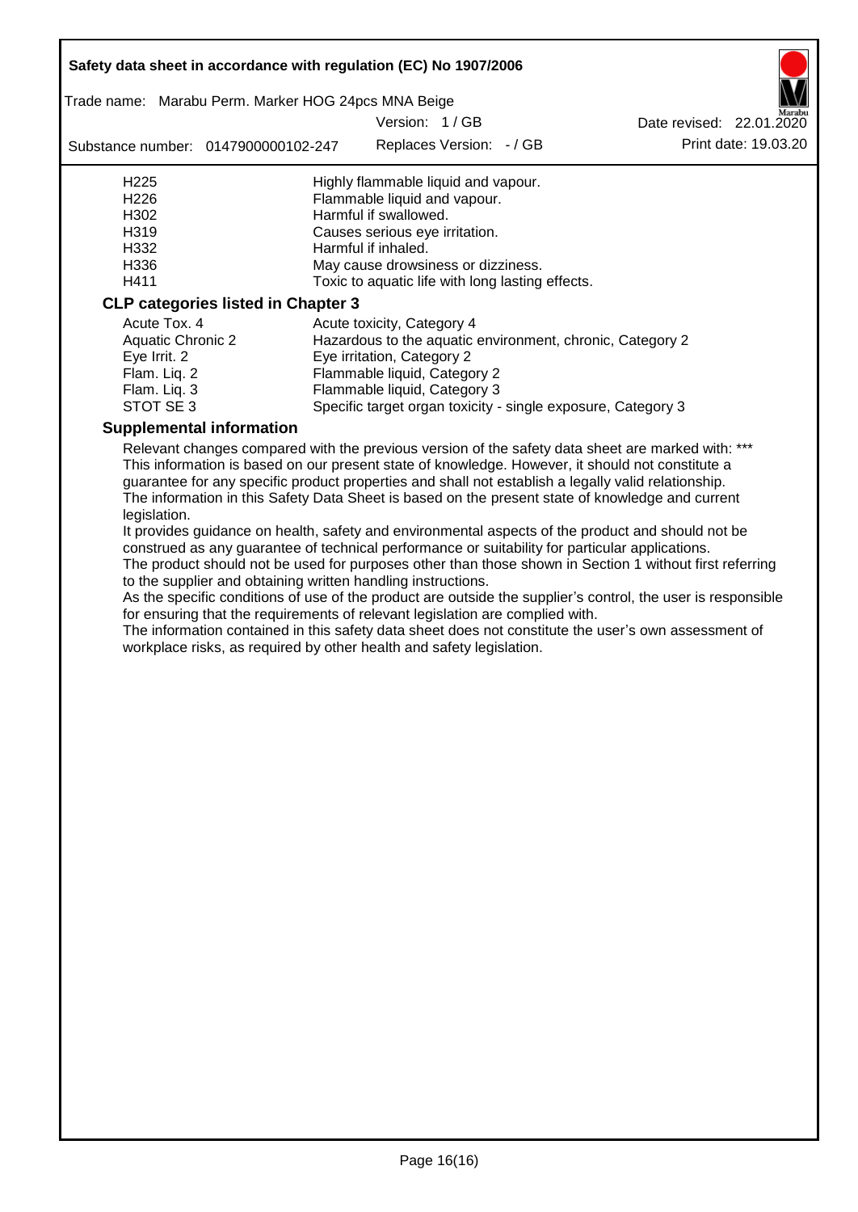| | |
|---|---|
| H225 | Highly flammable liquid and vapour. |
| H226 | Flammable liquid and vapour. |
| H302 | Harmful if swallowed. |
| H319 | Causes serious eye irritation. |
| H332 | Harmful if inhaled. |
| H336 | May cause drowsiness or dizziness. |
| H411 | Toxic to aquatic life with long lasting effects. |

## CLP categories listed in Chapter 3

| | |
|---|---|
| Acute Tox. 4 | Acute toxicity, Category 4 |
| Aquatic Chronic 2 | Hazardous to the aquatic environment, chronic, Category 2 |
| Eye Irrit. 2 | Eye irritation, Category 2 |
| Flam. Liq. 2 | Flammable liquid, Category 2 |
| Flam. Liq. 3 | Flammable liquid, Category 3 |
| STOT SE 3 | Specific target organ toxicity - single exposure, Category 3 |

## Supplemental information

Relevant changes compared with the previous version of the safety data sheet are marked with: ***
This information is based on our present state of knowledge. However, it should not constitute a guarantee for any specific product properties and shall not establish a legally valid relationship.
The information in this Safety Data Sheet is based on the present state of knowledge and current legislation.
It provides guidance on health, safety and environmental aspects of the product and should not be construed as any guarantee of technical performance or suitability for particular applications.
The product should not be used for purposes other than those shown in Section 1 without first referring to the supplier and obtaining written handling instructions.
As the specific conditions of use of the product are outside the supplier's control, the user is responsible for ensuring that the requirements of relevant legislation are complied with.
The information contained in this safety data sheet does not constitute the user's own assessment of workplace risks, as required by other health and safety legislation.